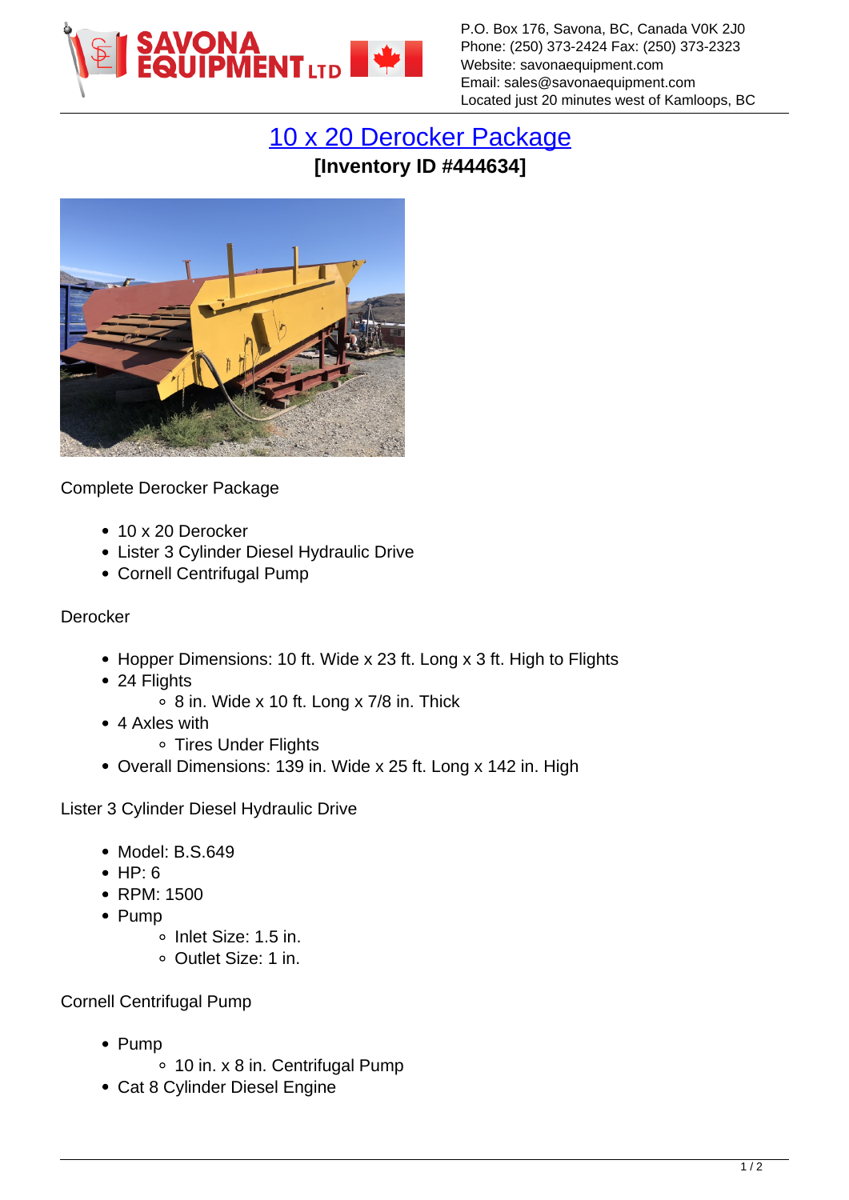SAVONA EQUIPMENT LTD

P.O. Box 176, Savona, BC, Canada V0K 2J0
Phone: (250) 373-2424 Fax: (250) 373-2323
Website: savonaequipment.com
Email: sales@savonaequipment.com
Located just 20 minutes west of Kamloops, BC

# 10 x 20 Derocker Package

**[Inventory ID #444634]**

Complete Derocker Package

- 10 x 20 Derocker
- Lister 3 Cylinder Diesel Hydraulic Drive
- Cornell Centrifugal Pump

Derocker

- Hopper Dimensions: 10 ft. Wide x 23 ft. Long x 3 ft. High to Flights
- 24 Flights
  - 8 in. Wide x 10 ft. Long x 7/8 in. Thick
- 4 Axles with
  - Tires Under Flights
- Overall Dimensions: 139 in. Wide x 25 ft. Long x 142 in. High

Lister 3 Cylinder Diesel Hydraulic Drive

- Model: B.S.649
- HP: 6
- RPM: 1500
- Pump
  - Inlet Size: 1.5 in.
  - Outlet Size: 1 in.

Cornell Centrifugal Pump

- Pump
  - 10 in. x 8 in. Centrifugal Pump
- Cat 8 Cylinder Diesel Engine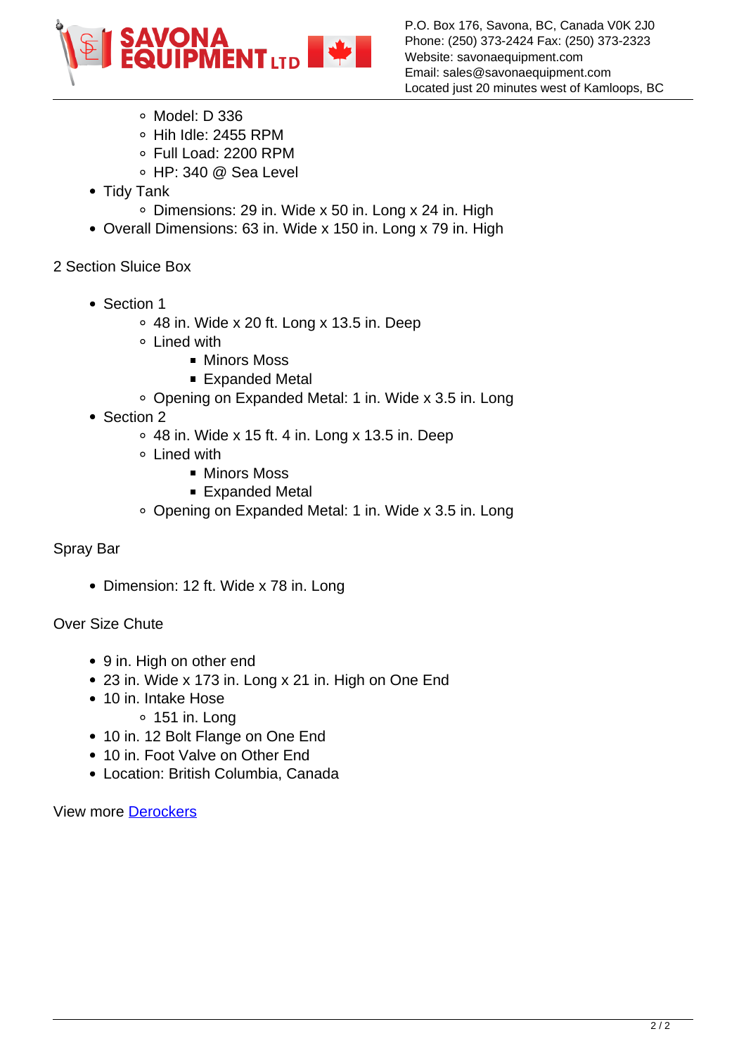- Model: D 336
  - Hih Idle: 2455 RPM
  - Full Load: 2200 RPM
  - HP: 340 @ Sea Level
- Tidy Tank
  - Dimensions: 29 in. Wide x 50 in. Long x 24 in. High
- Overall Dimensions: 63 in. Wide x 150 in. Long x 79 in. High

2 Section Sluice Box

- Section 1
  - 48 in. Wide x 20 ft. Long x 13.5 in. Deep
  - Lined with
    - Minors Moss
    - Expanded Metal
  - Opening on Expanded Metal: 1 in. Wide x 3.5 in. Long
- Section 2
  - 48 in. Wide x 15 ft. 4 in. Long x 13.5 in. Deep
  - Lined with
    - Minors Moss
    - Expanded Metal
  - Opening on Expanded Metal: 1 in. Wide x 3.5 in. Long

Spray Bar

- Dimension: 12 ft. Wide x 78 in. Long

Over Size Chute

- 9 in. High on other end
- 23 in. Wide x 173 in. Long x 21 in. High on One End
- 10 in. Intake Hose
  - 151 in. Long
- 10 in. 12 Bolt Flange on One End
- 10 in. Foot Valve on Other End
- Location: British Columbia, Canada

View more Derockers